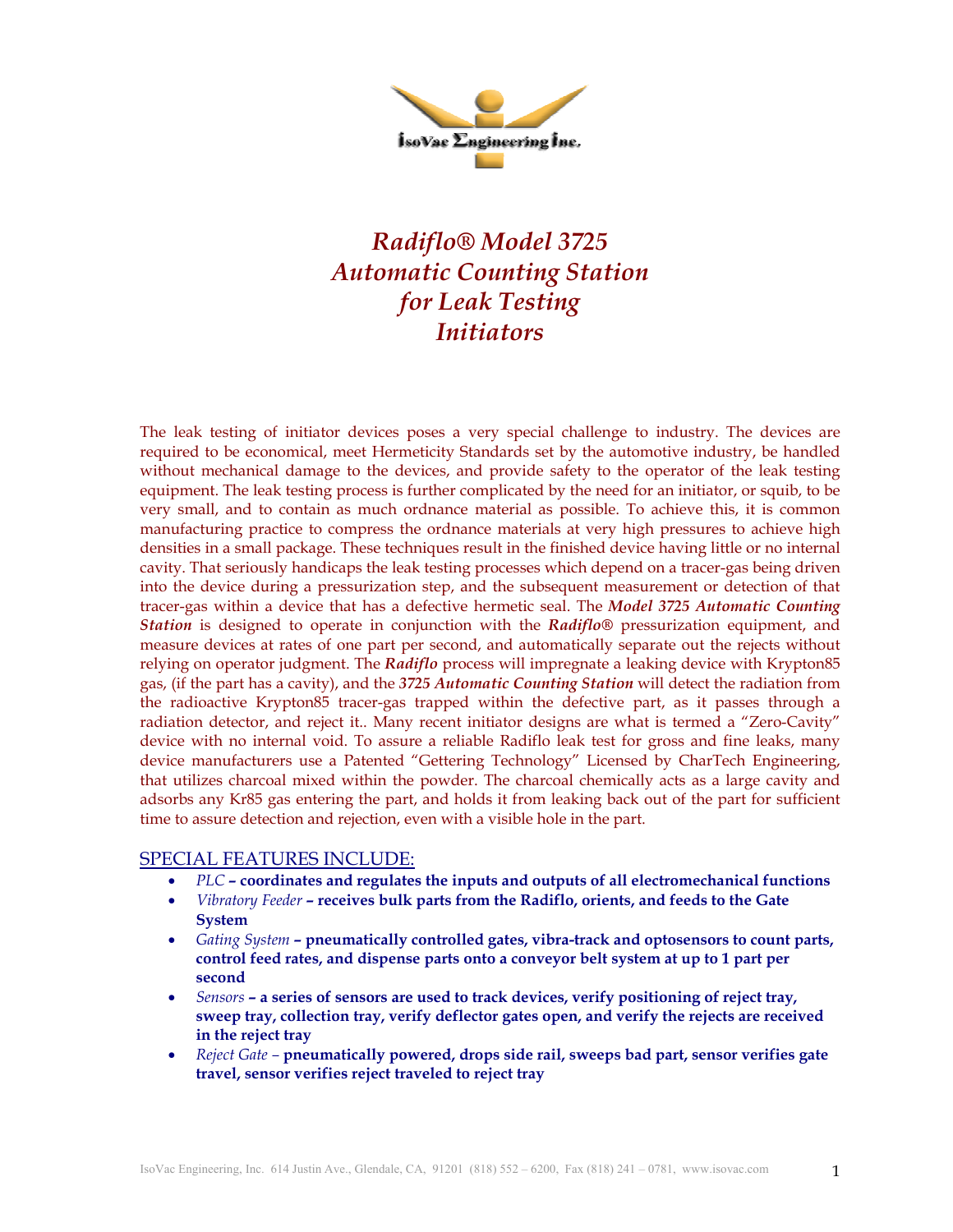IsoVac Engineering Inc.

# *Radiflo® Model 3725 Automatic Counting Station for Leak Testing Initiators*

The leak testing of initiator devices poses a very special challenge to industry. The devices are required to be economical, meet Hermeticity Standards set by the automotive industry, be handled without mechanical damage to the devices, and provide safety to the operator of the leak testing equipment. The leak testing process is further complicated by the need for an initiator, or squib, to be very small, and to contain as much ordnance material as possible. To achieve this, it is common manufacturing practice to compress the ordnance materials at very high pressures to achieve high densities in a small package. These techniques result in the finished device having little or no internal cavity. That seriously handicaps the leak testing processes which depend on a tracer-gas being driven into the device during a pressurization step, and the subsequent measurement or detection of that tracer-gas within a device that has a defective hermetic seal. The ***Model 3725 Automatic Counting Station*** is designed to operate in conjunction with the ***Radiflo®*** pressurization equipment, and measure devices at rates of one part per second, and automatically separate out the rejects without relying on operator judgment. The ***Radiflo*** process will impregnate a leaking device with Krypton85 gas, (if the part has a cavity), and the ***3725 Automatic Counting Station*** will detect the radiation from the radioactive Krypton85 tracer-gas trapped within the defective part, as it passes through a radiation detector, and reject it.. Many recent initiator designs are what is termed a "Zero-Cavity" device with no internal void. To assure a reliable Radiflo leak test for gross and fine leaks, many device manufacturers use a Patented "Gettering Technology" Licensed by CharTech Engineering, that utilizes charcoal mixed within the powder. The charcoal chemically acts as a large cavity and adsorbs any Kr85 gas entering the part, and holds it from leaking back out of the part for sufficient time to assure detection and rejection, even with a visible hole in the part.

## SPECIAL FEATURES INCLUDE:

- *PLC* **– coordinates and regulates the inputs and outputs of all electromechanical functions**
- *Vibratory Feeder* **– receives bulk parts from the Radiflo, orients, and feeds to the Gate System**
- *Gating System* **– pneumatically controlled gates, vibra-track and optosensors to count parts, control feed rates, and dispense parts onto a conveyor belt system at up to 1 part per second**
- *Sensors* **– a series of sensors are used to track devices, verify positioning of reject tray, sweep tray, collection tray, verify deflector gates open, and verify the rejects are received in the reject tray**
- *Reject Gate –* **pneumatically powered, drops side rail, sweeps bad part, sensor verifies gate travel, sensor verifies reject traveled to reject tray**

IsoVac Engineering, Inc. 614 Justin Ave., Glendale, CA, 91201 (818) 552 – 6200, Fax (818) 241 – 0781, www.isovac.com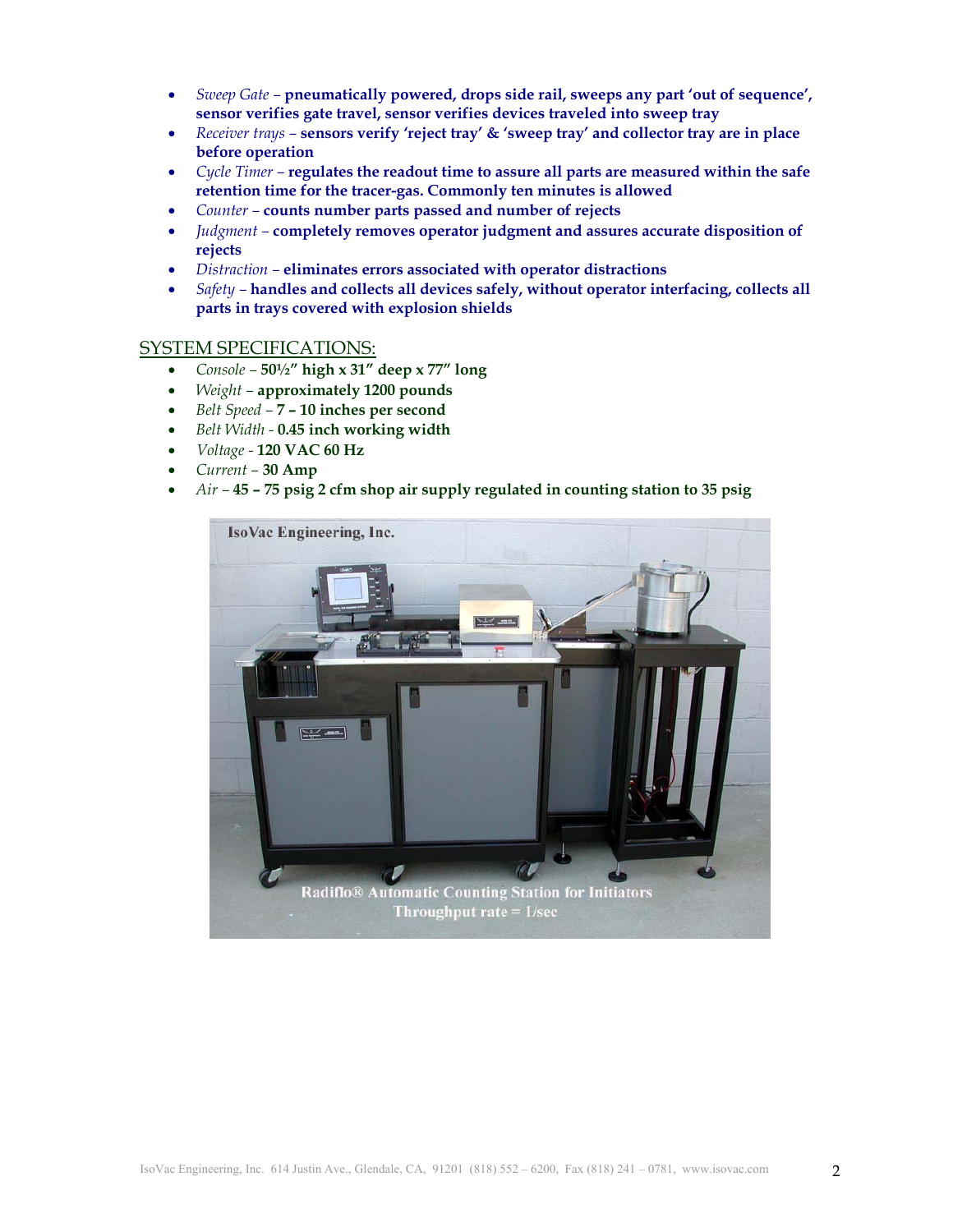- *Sweep Gate* – **pneumatically powered, drops side rail, sweeps any part 'out of sequence', sensor verifies gate travel, sensor verifies devices traveled into sweep tray**
- *Receiver trays* – **sensors verify 'reject tray' & 'sweep tray' and collector tray are in place before operation**
- *Cycle Timer* – **regulates the readout time to assure all parts are measured within the safe retention time for the tracer-gas. Commonly ten minutes is allowed**
- *Counter* – **counts number parts passed and number of rejects**
- *Judgment* – **completely removes operator judgment and assures accurate disposition of rejects**
- *Distraction* – **eliminates errors associated with operator distractions**
- *Safety* – **handles and collects all devices safely, without operator interfacing, collects all parts in trays covered with explosion shields**

## SYSTEM SPECIFICATIONS:

- *Console* – **50½" high x 31" deep x 77" long**
- *Weight* – **approximately 1200 pounds**
- *Belt Speed* – **7 – 10 inches per second**
- *Belt Width* - **0.45 inch working width**
- *Voltage* - **120 VAC 60 Hz**
- *Current* – **30 Amp**
- *Air* – **45 – 75 psig 2 cfm shop air supply regulated in counting station to 35 psig**

IsoVac Engineering, Inc.

Radiflo® Automatic Counting Station for Initiators
Throughput rate = 1/sec